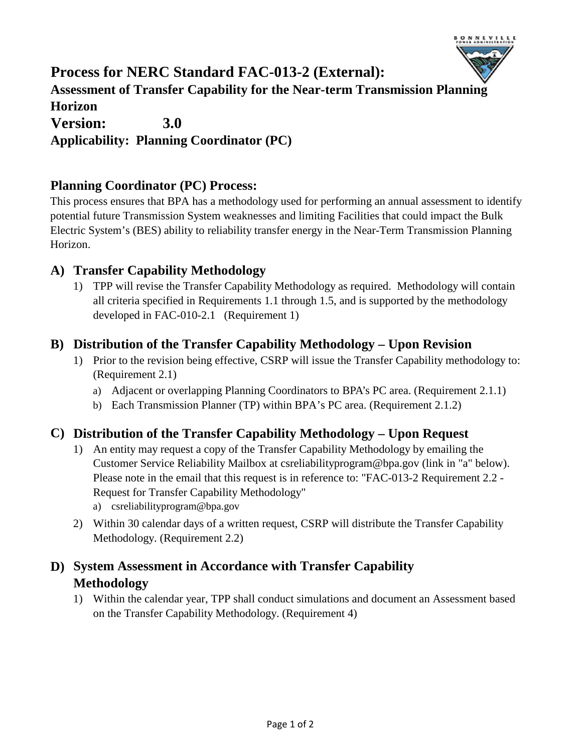# Process for NERC Standard FAC-013-2 (External):

**Assessment of Transfer Capability for the Near-term Transmission Planning Horizon**

**Version: 3.0**

**Applicability: Planning Coordinator (PC)**

## Planning Coordinator (PC) Process:

This process ensures that BPA has a methodology used for performing an annual assessment to identify potential future Transmission System weaknesses and limiting Facilities that could impact the Bulk Electric System's (BES) ability to reliability transfer energy in the Near-Term Transmission Planning Horizon.

## A) Transfer Capability Methodology

1) TPP will revise the Transfer Capability Methodology as required. Methodology will contain all criteria specified in Requirements 1.1 through 1.5, and is supported by the methodology developed in FAC-010-2.1 (Requirement 1)

## B) Distribution of the Transfer Capability Methodology – Upon Revision

1) Prior to the revision being effective, CSRP will issue the Transfer Capability methodology to: (Requirement 2.1)
   a) Adjacent or overlapping Planning Coordinators to BPA's PC area. (Requirement 2.1.1)
   b) Each Transmission Planner (TP) within BPA's PC area. (Requirement 2.1.2)

## C) Distribution of the Transfer Capability Methodology – Upon Request

1) An entity may request a copy of the Transfer Capability Methodology by emailing the Customer Service Reliability Mailbox at csreliabilityprogram@bpa.gov (link in "a" below). Please note in the email that this request is in reference to: "FAC-013-2 Requirement 2.2 - Request for Transfer Capability Methodology"
   a) csreliabilityprogram@bpa.gov
2) Within 30 calendar days of a written request, CSRP will distribute the Transfer Capability Methodology. (Requirement 2.2)

## D) System Assessment in Accordance with Transfer Capability Methodology

1) Within the calendar year, TPP shall conduct simulations and document an Assessment based on the Transfer Capability Methodology. (Requirement 4)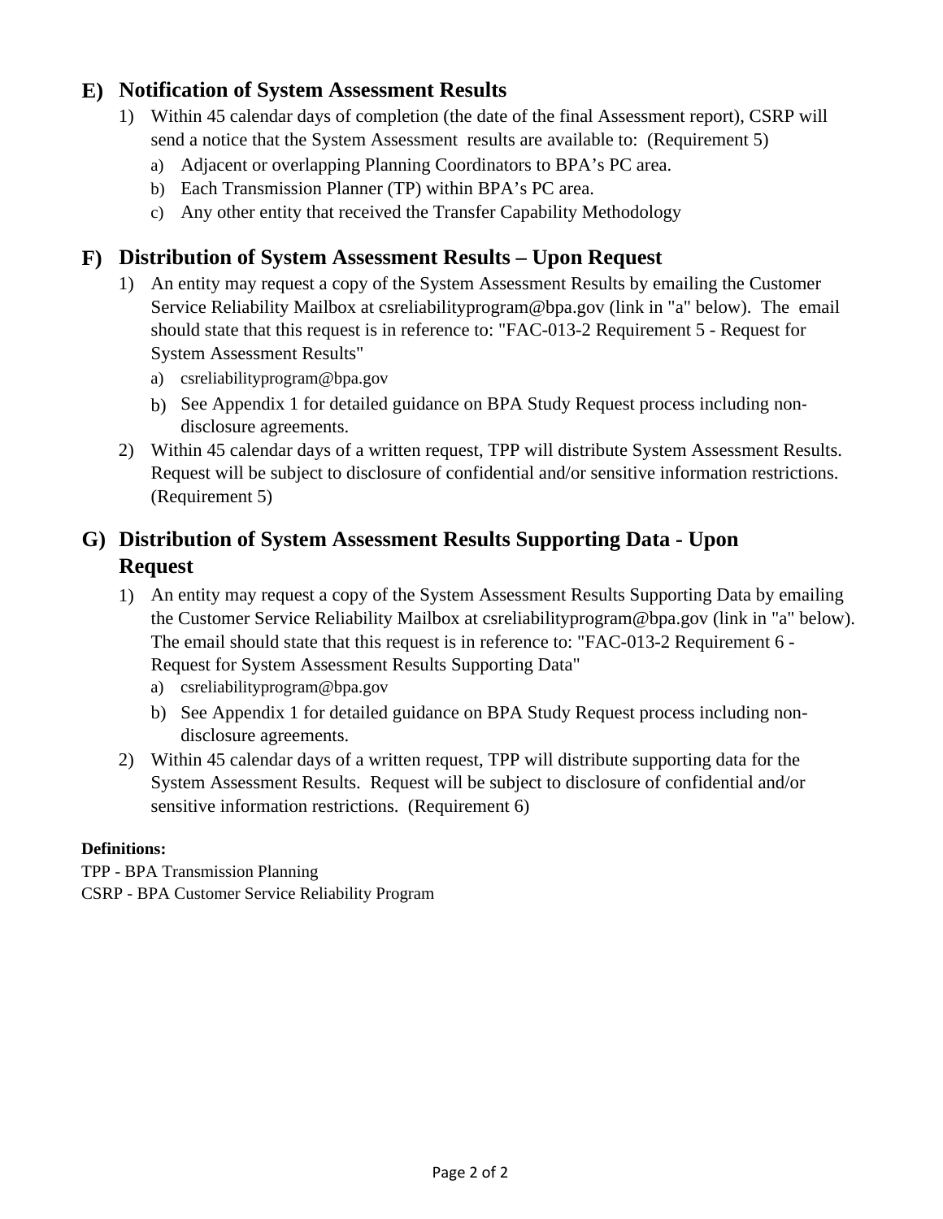## E) Notification of System Assessment Results

1) Within 45 calendar days of completion (the date of the final Assessment report), CSRP will send a notice that the System Assessment results are available to: (Requirement 5)
   a) Adjacent or overlapping Planning Coordinators to BPA's PC area.
   b) Each Transmission Planner (TP) within BPA's PC area.
   c) Any other entity that received the Transfer Capability Methodology

## F) Distribution of System Assessment Results – Upon Request

1) An entity may request a copy of the System Assessment Results by emailing the Customer Service Reliability Mailbox at csreliabilityprogram@bpa.gov (link in "a" below). The email should state that this request is in reference to: "FAC-013-2 Requirement 5 - Request for System Assessment Results"
   a) csreliabilityprogram@bpa.gov
   b) See Appendix 1 for detailed guidance on BPA Study Request process including non-disclosure agreements.
2) Within 45 calendar days of a written request, TPP will distribute System Assessment Results. Request will be subject to disclosure of confidential and/or sensitive information restrictions. (Requirement 5)

## G) Distribution of System Assessment Results Supporting Data - Upon Request

1) An entity may request a copy of the System Assessment Results Supporting Data by emailing the Customer Service Reliability Mailbox at csreliabilityprogram@bpa.gov (link in "a" below). The email should state that this request is in reference to: "FAC-013-2 Requirement 6 - Request for System Assessment Results Supporting Data"
   a) csreliabilityprogram@bpa.gov
   b) See Appendix 1 for detailed guidance on BPA Study Request process including non-disclosure agreements.
2) Within 45 calendar days of a written request, TPP will distribute supporting data for the System Assessment Results. Request will be subject to disclosure of confidential and/or sensitive information restrictions. (Requirement 6)

**Definitions:**

TPP - BPA Transmission Planning

CSRP - BPA Customer Service Reliability Program